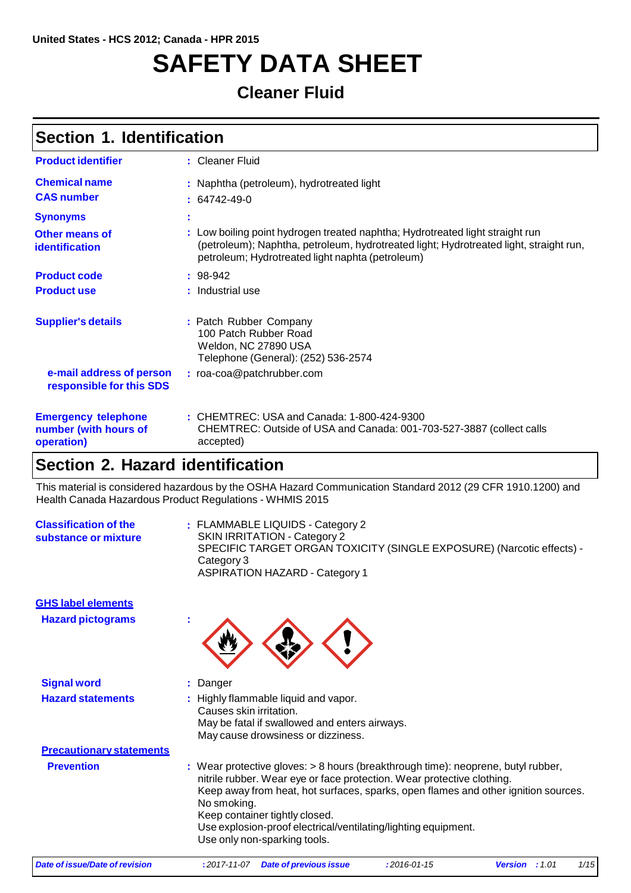United States - HCS 2012; Canada - HPR 2015

# SAFETY DATA SHEET

## Cleaner Fluid

## Section 1. Identification

**Product identifier** : Cleaner Fluid

**Chemical name** : Naphtha (petroleum), hydrotreated light

**CAS number** : 64742-49-0

**Synonyms** :

**Other means of identification** : Low boiling point hydrogen treated naphtha; Hydrotreated light straight run (petroleum); Naphtha, petroleum, hydrotreated light; Hydrotreated light, straight run, petroleum; Hydrotreated light naphtha (petroleum)

**Product code** : 98-942

**Product use** : Industrial use

**Supplier's details** : Patch Rubber Company
100 Patch Rubber Road
Weldon, NC 27890 USA
Telephone (General): (252) 536-2574

**e-mail address of person responsible for this SDS** : roa-coa@patchrubber.com

**Emergency telephone number (with hours of operation)** : CHEMTREC: USA and Canada: 1-800-424-9300
CHEMTREC: Outside of USA and Canada: 001-703-527-3887 (collect calls accepted)

## Section 2. Hazard identification

This material is considered hazardous by the OSHA Hazard Communication Standard 2012 (29 CFR 1910.1200) and Health Canada Hazardous Product Regulations - WHMIS 2015

**Classification of the substance or mixture** : FLAMMABLE LIQUIDS - Category 2
SKIN IRRITATION - Category 2
SPECIFIC TARGET ORGAN TOXICITY (SINGLE EXPOSURE) (Narcotic effects) - Category 3
ASPIRATION HAZARD - Category 1

**GHS label elements**

**Hazard pictograms** :

**Signal word** : Danger

**Hazard statements** : Highly flammable liquid and vapor.
Causes skin irritation.
May be fatal if swallowed and enters airways.
May cause drowsiness or dizziness.

**Precautionary statements**

**Prevention** : Wear protective gloves: > 8 hours (breakthrough time): neoprene, butyl rubber, nitrile rubber. Wear eye or face protection. Wear protective clothing.
Keep away from heat, hot surfaces, sparks, open flames and other ignition sources. No smoking.
Keep container tightly closed.
Use explosion-proof electrical/ventilating/lighting equipment.
Use only non-sparking tools.

| Date of issue/Date of revision | : 2017-11-07 | Date of previous issue | : 2016-01-15 | Version | : 1.01 |
|---|---|---|---|---|---|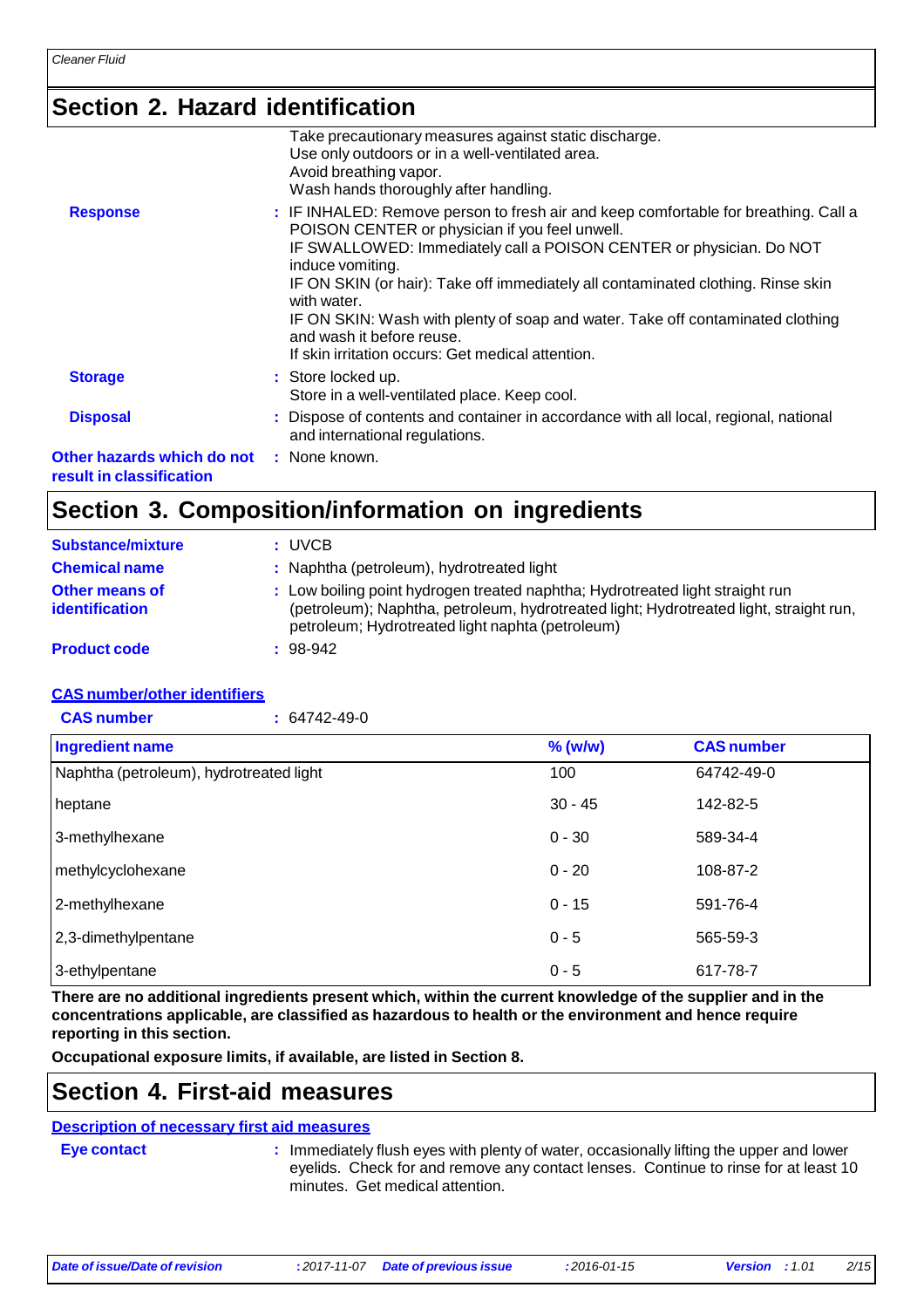## Section 2. Hazard identification

Take precautionary measures against static discharge.
Use only outdoors or in a well-ventilated area.
Avoid breathing vapor.
Wash hands thoroughly after handling.

**Response** : IF INHALED: Remove person to fresh air and keep comfortable for breathing. Call a POISON CENTER or physician if you feel unwell.
IF SWALLOWED: Immediately call a POISON CENTER or physician. Do NOT induce vomiting.
IF ON SKIN (or hair): Take off immediately all contaminated clothing. Rinse skin with water.
IF ON SKIN: Wash with plenty of soap and water. Take off contaminated clothing and wash it before reuse.
If skin irritation occurs: Get medical attention.

**Storage** : Store locked up.
Store in a well-ventilated place. Keep cool.

**Disposal** : Dispose of contents and container in accordance with all local, regional, national and international regulations.

**Other hazards which do not result in classification** : None known.

## Section 3. Composition/information on ingredients

**Substance/mixture** : UVCB

**Chemical name** : Naphtha (petroleum), hydrotreated light

**Other means of identification** : Low boiling point hydrogen treated naphtha; Hydrotreated light straight run (petroleum); Naphtha, petroleum, hydrotreated light; Hydrotreated light, straight run, petroleum; Hydrotreated light naphtha (petroleum)

**Product code** : 98-942

**CAS number/other identifiers**

**CAS number** : 64742-49-0

| Ingredient name | % (w/w) | CAS number |
|---|---|---|
| Naphtha (petroleum), hydrotreated light | 100 | 64742-49-0 |
| heptane | 30 - 45 | 142-82-5 |
| 3-methylhexane | 0 - 30 | 589-34-4 |
| methylcyclohexane | 0 - 20 | 108-87-2 |
| 2-methylhexane | 0 - 15 | 591-76-4 |
| 2,3-dimethylpentane | 0 - 5 | 565-59-3 |
| 3-ethylpentane | 0 - 5 | 617-78-7 |

**There are no additional ingredients present which, within the current knowledge of the supplier and in the concentrations applicable, are classified as hazardous to health or the environment and hence require reporting in this section.**

**Occupational exposure limits, if available, are listed in Section 8.**

## Section 4. First-aid measures

**Description of necessary first aid measures**

**Eye contact** : Immediately flush eyes with plenty of water, occasionally lifting the upper and lower eyelids. Check for and remove any contact lenses. Continue to rinse for at least 10 minutes. Get medical attention.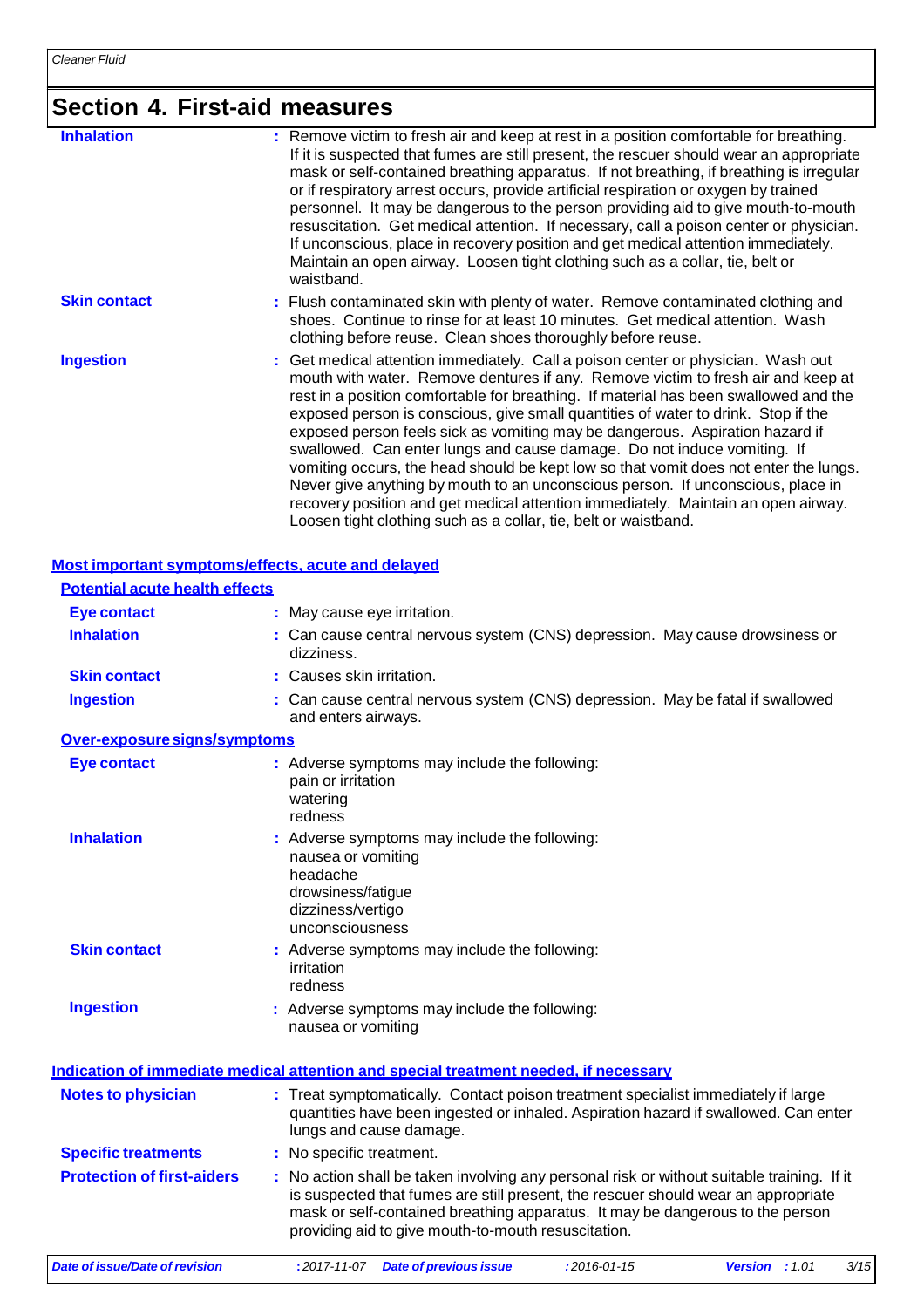## Section 4. First-aid measures

| | |
|---|---|
| **Inhalation** | : Remove victim to fresh air and keep at rest in a position comfortable for breathing. If it is suspected that fumes are still present, the rescuer should wear an appropriate mask or self-contained breathing apparatus. If not breathing, if breathing is irregular or if respiratory arrest occurs, provide artificial respiration or oxygen by trained personnel. It may be dangerous to the person providing aid to give mouth-to-mouth resuscitation. Get medical attention. If necessary, call a poison center or physician. If unconscious, place in recovery position and get medical attention immediately. Maintain an open airway. Loosen tight clothing such as a collar, tie, belt or waistband. |
| **Skin contact** | : Flush contaminated skin with plenty of water. Remove contaminated clothing and shoes. Continue to rinse for at least 10 minutes. Get medical attention. Wash clothing before reuse. Clean shoes thoroughly before reuse. |
| **Ingestion** | : Get medical attention immediately. Call a poison center or physician. Wash out mouth with water. Remove dentures if any. Remove victim to fresh air and keep at rest in a position comfortable for breathing. If material has been swallowed and the exposed person is conscious, give small quantities of water to drink. Stop if the exposed person feels sick as vomiting may be dangerous. Aspiration hazard if swallowed. Can enter lungs and cause damage. Do not induce vomiting. If vomiting occurs, the head should be kept low so that vomit does not enter the lungs. Never give anything by mouth to an unconscious person. If unconscious, place in recovery position and get medical attention immediately. Maintain an open airway. Loosen tight clothing such as a collar, tie, belt or waistband. |

### Most important symptoms/effects, acute and delayed

#### Potential acute health effects

| | |
|---|---|
| **Eye contact** | : May cause eye irritation. |
| **Inhalation** | : Can cause central nervous system (CNS) depression. May cause drowsiness or dizziness. |
| **Skin contact** | : Causes skin irritation. |
| **Ingestion** | : Can cause central nervous system (CNS) depression. May be fatal if swallowed and enters airways. |

#### Over-exposure signs/symptoms

| | |
|---|---|
| **Eye contact** | : Adverse symptoms may include the following:<br>pain or irritation<br>watering<br>redness |
| **Inhalation** | : Adverse symptoms may include the following:<br>nausea or vomiting<br>headache<br>drowsiness/fatigue<br>dizziness/vertigo<br>unconsciousness |
| **Skin contact** | : Adverse symptoms may include the following:<br>irritation<br>redness |
| **Ingestion** | : Adverse symptoms may include the following:<br>nausea or vomiting |

### Indication of immediate medical attention and special treatment needed, if necessary

| | |
|---|---|
| **Notes to physician** | : Treat symptomatically. Contact poison treatment specialist immediately if large quantities have been ingested or inhaled. Aspiration hazard if swallowed. Can enter lungs and cause damage. |
| **Specific treatments** | : No specific treatment. |
| **Protection of first-aiders** | : No action shall be taken involving any personal risk or without suitable training. If it is suspected that fumes are still present, the rescuer should wear an appropriate mask or self-contained breathing apparatus. It may be dangerous to the person providing aid to give mouth-to-mouth resuscitation. |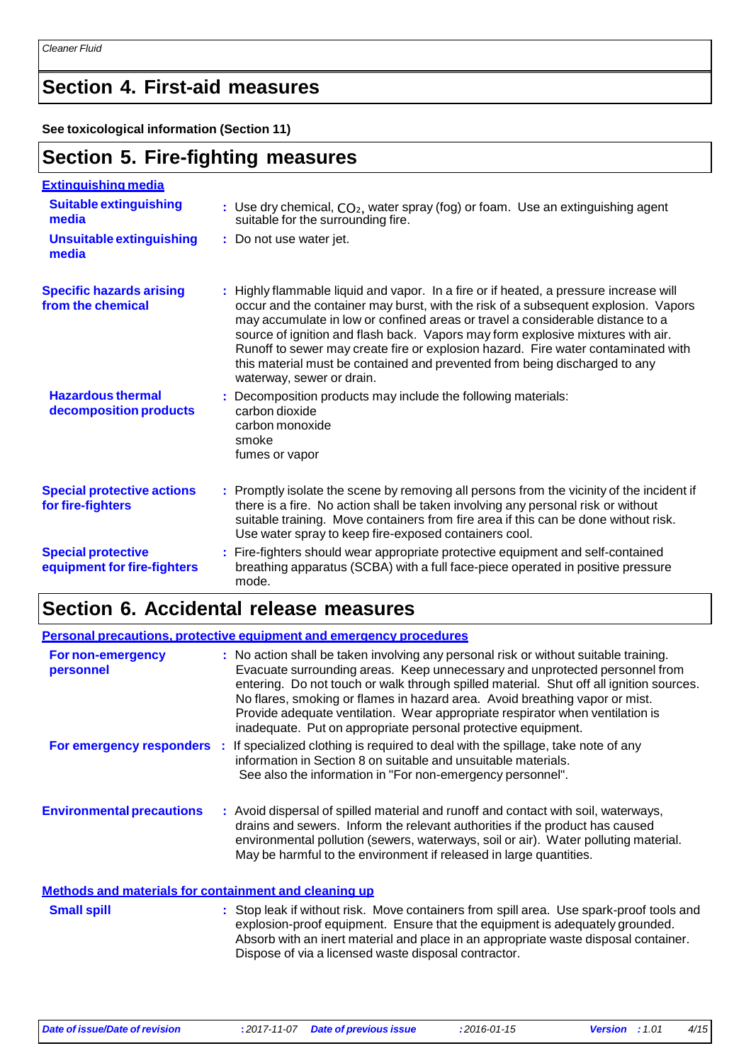## Section 4. First-aid measures

**See toxicological information (Section 11)**

## Section 5. Fire-fighting measures

**Extinguishing media**

**Suitable extinguishing media** : Use dry chemical, $CO_2$, water spray (fog) or foam. Use an extinguishing agent suitable for the surrounding fire.

**Unsuitable extinguishing media** : Do not use water jet.

**Specific hazards arising from the chemical** : Highly flammable liquid and vapor. In a fire or if heated, a pressure increase will occur and the container may burst, with the risk of a subsequent explosion. Vapors may accumulate in low or confined areas or travel a considerable distance to a source of ignition and flash back. Vapors may form explosive mixtures with air. Runoff to sewer may create fire or explosion hazard. Fire water contaminated with this material must be contained and prevented from being discharged to any waterway, sewer or drain.

**Hazardous thermal decomposition products** : Decomposition products may include the following materials:
carbon dioxide
carbon monoxide
smoke
fumes or vapor

**Special protective actions for fire-fighters** : Promptly isolate the scene by removing all persons from the vicinity of the incident if there is a fire. No action shall be taken involving any personal risk or without suitable training. Move containers from fire area if this can be done without risk. Use water spray to keep fire-exposed containers cool.

**Special protective equipment for fire-fighters** : Fire-fighters should wear appropriate protective equipment and self-contained breathing apparatus (SCBA) with a full face-piece operated in positive pressure mode.

## Section 6. Accidental release measures

**Personal precautions, protective equipment and emergency procedures**

**For non-emergency personnel** : No action shall be taken involving any personal risk or without suitable training. Evacuate surrounding areas. Keep unnecessary and unprotected personnel from entering. Do not touch or walk through spilled material. Shut off all ignition sources. No flares, smoking or flames in hazard area. Avoid breathing vapor or mist. Provide adequate ventilation. Wear appropriate respirator when ventilation is inadequate. Put on appropriate personal protective equipment.

**For emergency responders** : If specialized clothing is required to deal with the spillage, take note of any information in Section 8 on suitable and unsuitable materials. See also the information in "For non-emergency personnel".

**Environmental precautions** : Avoid dispersal of spilled material and runoff and contact with soil, waterways, drains and sewers. Inform the relevant authorities if the product has caused environmental pollution (sewers, waterways, soil or air). Water polluting material. May be harmful to the environment if released in large quantities.

**Methods and materials for containment and cleaning up**

**Small spill** : Stop leak if without risk. Move containers from spill area. Use spark-proof tools and explosion-proof equipment. Ensure that the equipment is adequately grounded. Absorb with an inert material and place in an appropriate waste disposal container. Dispose of via a licensed waste disposal contractor.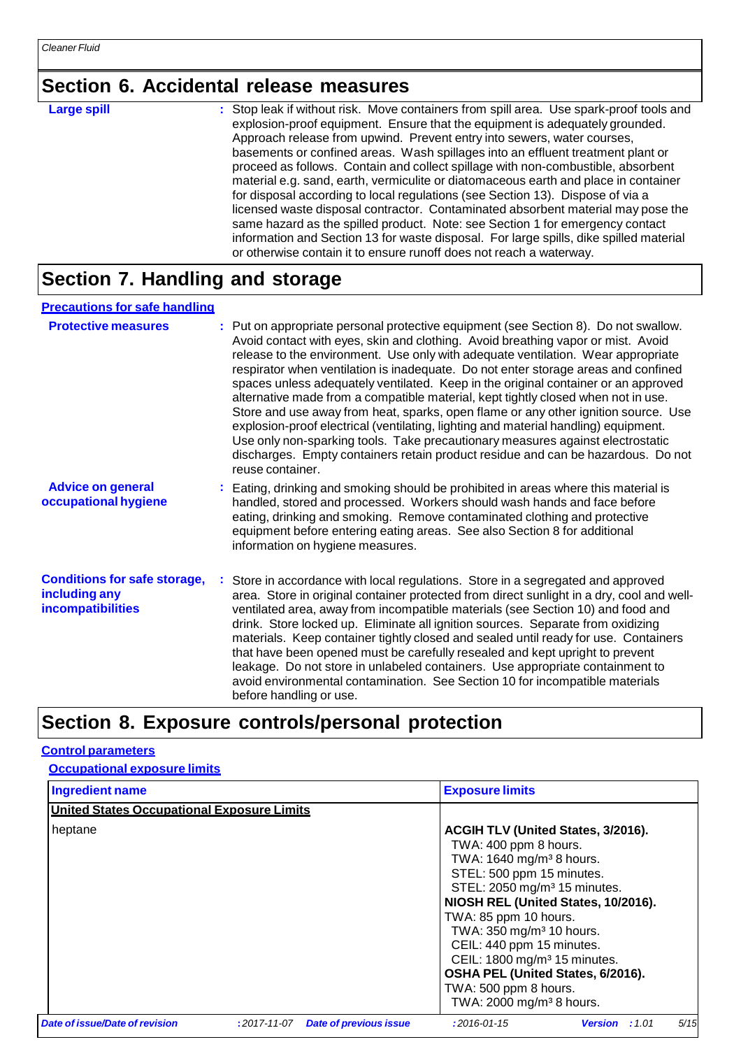## Section 6. Accidental release measures

**Large spill** : Stop leak if without risk. Move containers from spill area. Use spark-proof tools and explosion-proof equipment. Ensure that the equipment is adequately grounded. Approach release from upwind. Prevent entry into sewers, water courses, basements or confined areas. Wash spillages into an effluent treatment plant or proceed as follows. Contain and collect spillage with non-combustible, absorbent material e.g. sand, earth, vermiculite or diatomaceous earth and place in container for disposal according to local regulations (see Section 13). Dispose of via a licensed waste disposal contractor. Contaminated absorbent material may pose the same hazard as the spilled product. Note: see Section 1 for emergency contact information and Section 13 for waste disposal. For large spills, dike spilled material or otherwise contain it to ensure runoff does not reach a waterway.

## Section 7. Handling and storage

### Precautions for safe handling

**Protective measures** : Put on appropriate personal protective equipment (see Section 8). Do not swallow. Avoid contact with eyes, skin and clothing. Avoid breathing vapor or mist. Avoid release to the environment. Use only with adequate ventilation. Wear appropriate respirator when ventilation is inadequate. Do not enter storage areas and confined spaces unless adequately ventilated. Keep in the original container or an approved alternative made from a compatible material, kept tightly closed when not in use. Store and use away from heat, sparks, open flame or any other ignition source. Use explosion-proof electrical (ventilating, lighting and material handling) equipment. Use only non-sparking tools. Take precautionary measures against electrostatic discharges. Empty containers retain product residue and can be hazardous. Do not reuse container.

**Advice on general occupational hygiene** : Eating, drinking and smoking should be prohibited in areas where this material is handled, stored and processed. Workers should wash hands and face before eating, drinking and smoking. Remove contaminated clothing and protective equipment before entering eating areas. See also Section 8 for additional information on hygiene measures.

**Conditions for safe storage, including any incompatibilities** : Store in accordance with local regulations. Store in a segregated and approved area. Store in original container protected from direct sunlight in a dry, cool and well-ventilated area, away from incompatible materials (see Section 10) and food and drink. Store locked up. Eliminate all ignition sources. Separate from oxidizing materials. Keep container tightly closed and sealed until ready for use. Containers that have been opened must be carefully resealed and kept upright to prevent leakage. Do not store in unlabeled containers. Use appropriate containment to avoid environmental contamination. See Section 10 for incompatible materials before handling or use.

## Section 8. Exposure controls/personal protection

### Control parameters

#### Occupational exposure limits

| Ingredient name | Exposure limits |
|---|---|
| **United States Occupational Exposure Limits** | |
| heptane | **ACGIH TLV (United States, 3/2016).**<br>TWA: 400 ppm 8 hours.<br>TWA: 1640 mg/m³ 8 hours.<br>STEL: 500 ppm 15 minutes.<br>STEL: 2050 mg/m³ 15 minutes.<br>**NIOSH REL (United States, 10/2016).**<br>TWA: 85 ppm 10 hours.<br>TWA: 350 mg/m³ 10 hours.<br>CEIL: 440 ppm 15 minutes.<br>CEIL: 1800 mg/m³ 15 minutes.<br>**OSHA PEL (United States, 6/2016).**<br>TWA: 500 ppm 8 hours.<br>TWA: 2000 mg/m³ 8 hours. |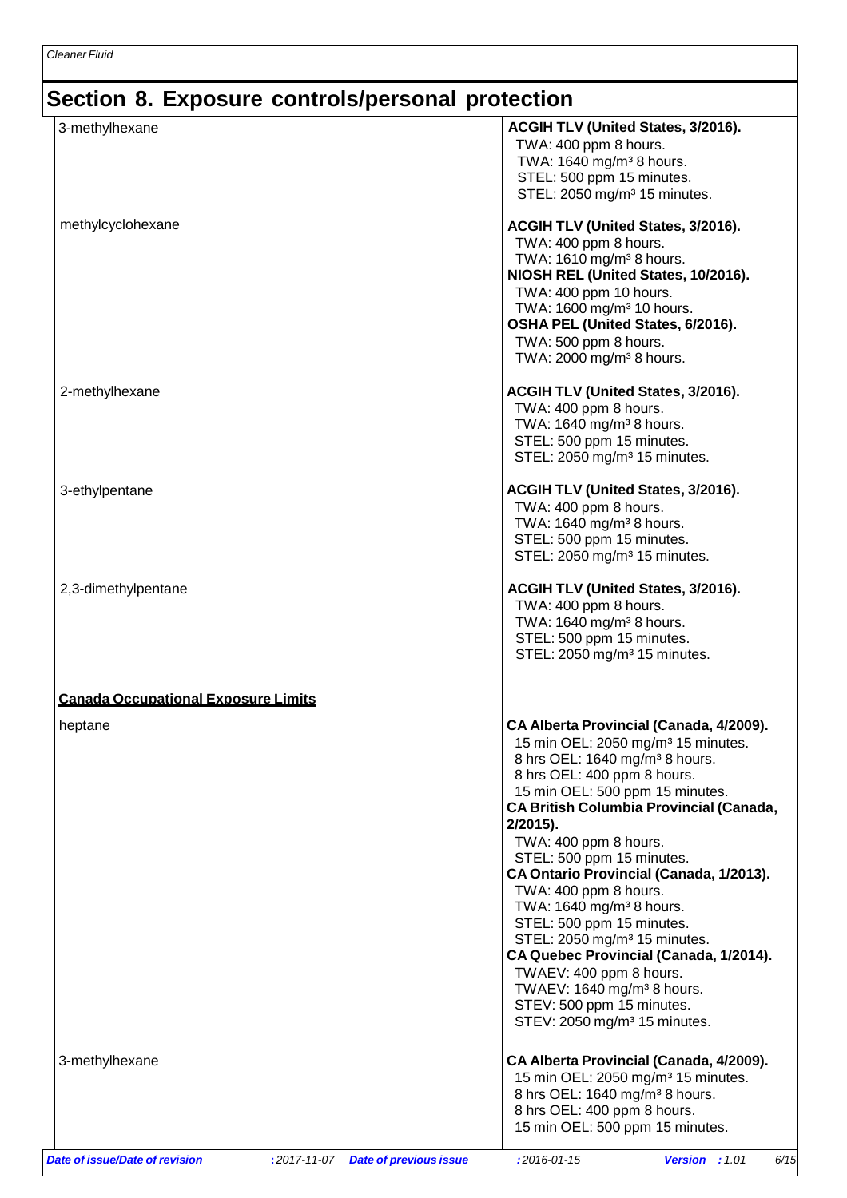## Section 8. Exposure controls/personal protection

| | |
|---|---|
| 3-methylhexane | **ACGIH TLV (United States, 3/2016).**<br>TWA: 400 ppm 8 hours.<br>TWA: 1640 mg/m³ 8 hours.<br>STEL: 500 ppm 15 minutes.<br>STEL: 2050 mg/m³ 15 minutes. |
| methylcyclohexane | **ACGIH TLV (United States, 3/2016).**<br>TWA: 400 ppm 8 hours.<br>TWA: 1610 mg/m³ 8 hours.<br>**NIOSH REL (United States, 10/2016).**<br>TWA: 400 ppm 10 hours.<br>TWA: 1600 mg/m³ 10 hours.<br>**OSHA PEL (United States, 6/2016).**<br>TWA: 500 ppm 8 hours.<br>TWA: 2000 mg/m³ 8 hours. |
| 2-methylhexane | **ACGIH TLV (United States, 3/2016).**<br>TWA: 400 ppm 8 hours.<br>TWA: 1640 mg/m³ 8 hours.<br>STEL: 500 ppm 15 minutes.<br>STEL: 2050 mg/m³ 15 minutes. |
| 3-ethylpentane | **ACGIH TLV (United States, 3/2016).**<br>TWA: 400 ppm 8 hours.<br>TWA: 1640 mg/m³ 8 hours.<br>STEL: 500 ppm 15 minutes.<br>STEL: 2050 mg/m³ 15 minutes. |
| 2,3-dimethylpentane | **ACGIH TLV (United States, 3/2016).**<br>TWA: 400 ppm 8 hours.<br>TWA: 1640 mg/m³ 8 hours.<br>STEL: 500 ppm 15 minutes.<br>STEL: 2050 mg/m³ 15 minutes. |

**Canada Occupational Exposure Limits**

| | |
|---|---|
| heptane | **CA Alberta Provincial (Canada, 4/2009).**<br>15 min OEL: 2050 mg/m³ 15 minutes.<br>8 hrs OEL: 1640 mg/m³ 8 hours.<br>8 hrs OEL: 400 ppm 8 hours.<br>15 min OEL: 500 ppm 15 minutes.<br>**CA British Columbia Provincial (Canada, 2/2015).**<br>TWA: 400 ppm 8 hours.<br>STEL: 500 ppm 15 minutes.<br>**CA Ontario Provincial (Canada, 1/2013).**<br>TWA: 400 ppm 8 hours.<br>TWA: 1640 mg/m³ 8 hours.<br>STEL: 500 ppm 15 minutes.<br>STEL: 2050 mg/m³ 15 minutes.<br>**CA Quebec Provincial (Canada, 1/2014).**<br>TWAEV: 400 ppm 8 hours.<br>TWAEV: 1640 mg/m³ 8 hours.<br>STEV: 500 ppm 15 minutes.<br>STEV: 2050 mg/m³ 15 minutes. |
| 3-methylhexane | **CA Alberta Provincial (Canada, 4/2009).**<br>15 min OEL: 2050 mg/m³ 15 minutes.<br>8 hrs OEL: 1640 mg/m³ 8 hours.<br>8 hrs OEL: 400 ppm 8 hours.<br>15 min OEL: 500 ppm 15 minutes. |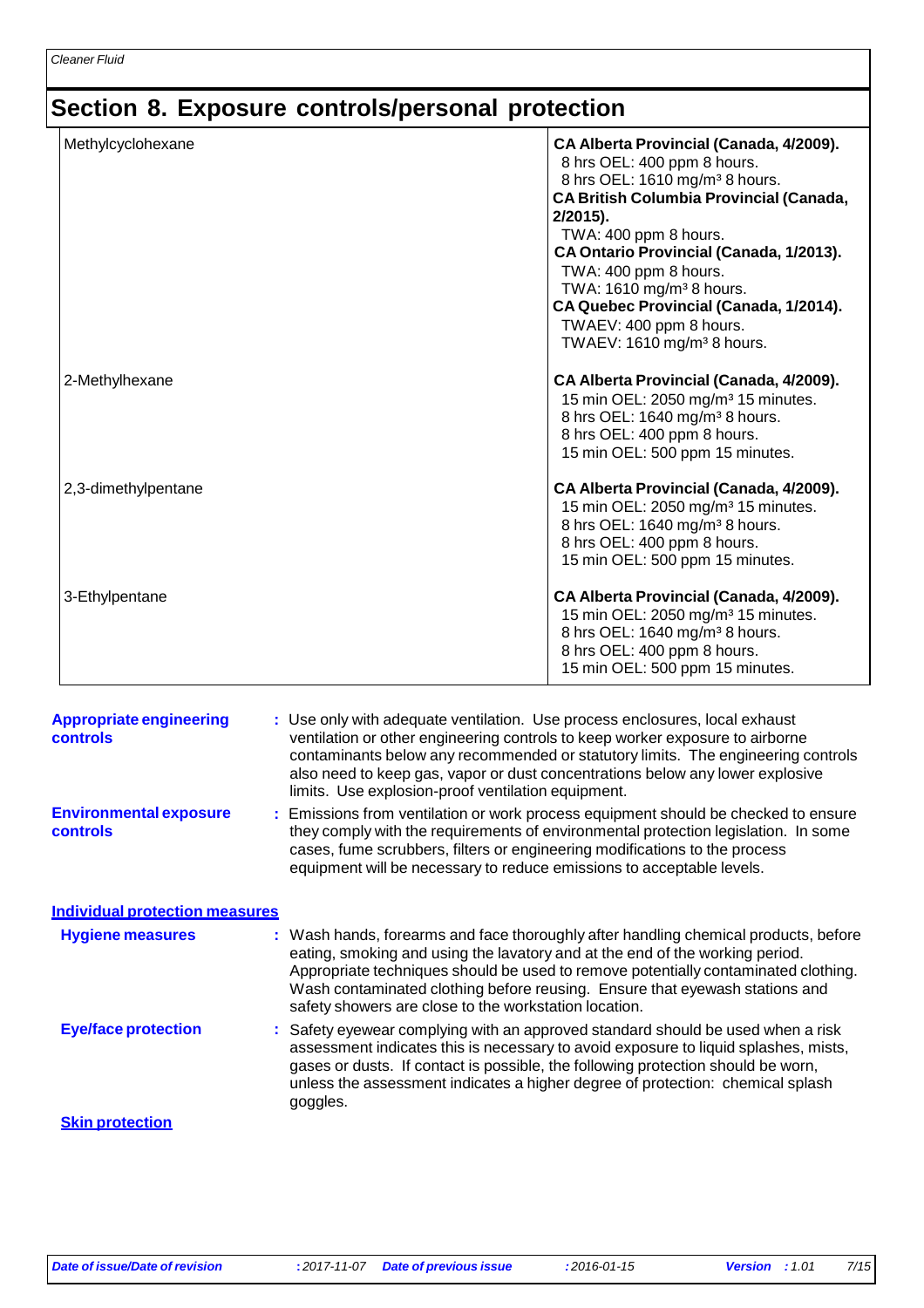## Section 8. Exposure controls/personal protection

| | |
|---|---|
| Methylcyclohexane | **CA Alberta Provincial (Canada, 4/2009).**<br>8 hrs OEL: 400 ppm 8 hours.<br>8 hrs OEL: 1610 mg/m³ 8 hours.<br>**CA British Columbia Provincial (Canada, 2/2015).**<br>TWA: 400 ppm 8 hours.<br>**CA Ontario Provincial (Canada, 1/2013).**<br>TWA: 400 ppm 8 hours.<br>TWA: 1610 mg/m³ 8 hours.<br>**CA Quebec Provincial (Canada, 1/2014).**<br>TWAEV: 400 ppm 8 hours.<br>TWAEV: 1610 mg/m³ 8 hours. |
| 2-Methylhexane | **CA Alberta Provincial (Canada, 4/2009).**<br>15 min OEL: 2050 mg/m³ 15 minutes.<br>8 hrs OEL: 1640 mg/m³ 8 hours.<br>8 hrs OEL: 400 ppm 8 hours.<br>15 min OEL: 500 ppm 15 minutes. |
| 2,3-dimethylpentane | **CA Alberta Provincial (Canada, 4/2009).**<br>15 min OEL: 2050 mg/m³ 15 minutes.<br>8 hrs OEL: 1640 mg/m³ 8 hours.<br>8 hrs OEL: 400 ppm 8 hours.<br>15 min OEL: 500 ppm 15 minutes. |
| 3-Ethylpentane | **CA Alberta Provincial (Canada, 4/2009).**<br>15 min OEL: 2050 mg/m³ 15 minutes.<br>8 hrs OEL: 1640 mg/m³ 8 hours.<br>8 hrs OEL: 400 ppm 8 hours.<br>15 min OEL: 500 ppm 15 minutes. |

**Appropriate engineering controls** : Use only with adequate ventilation. Use process enclosures, local exhaust ventilation or other engineering controls to keep worker exposure to airborne contaminants below any recommended or statutory limits. The engineering controls also need to keep gas, vapor or dust concentrations below any lower explosive limits. Use explosion-proof ventilation equipment.

**Environmental exposure controls** : Emissions from ventilation or work process equipment should be checked to ensure they comply with the requirements of environmental protection legislation. In some cases, fume scrubbers, filters or engineering modifications to the process equipment will be necessary to reduce emissions to acceptable levels.

### Individual protection measures

**Hygiene measures** : Wash hands, forearms and face thoroughly after handling chemical products, before eating, smoking and using the lavatory and at the end of the working period. Appropriate techniques should be used to remove potentially contaminated clothing. Wash contaminated clothing before reusing. Ensure that eyewash stations and safety showers are close to the workstation location.

**Eye/face protection** : Safety eyewear complying with an approved standard should be used when a risk assessment indicates this is necessary to avoid exposure to liquid splashes, mists, gases or dusts. If contact is possible, the following protection should be worn, unless the assessment indicates a higher degree of protection: chemical splash goggles.

**Skin protection**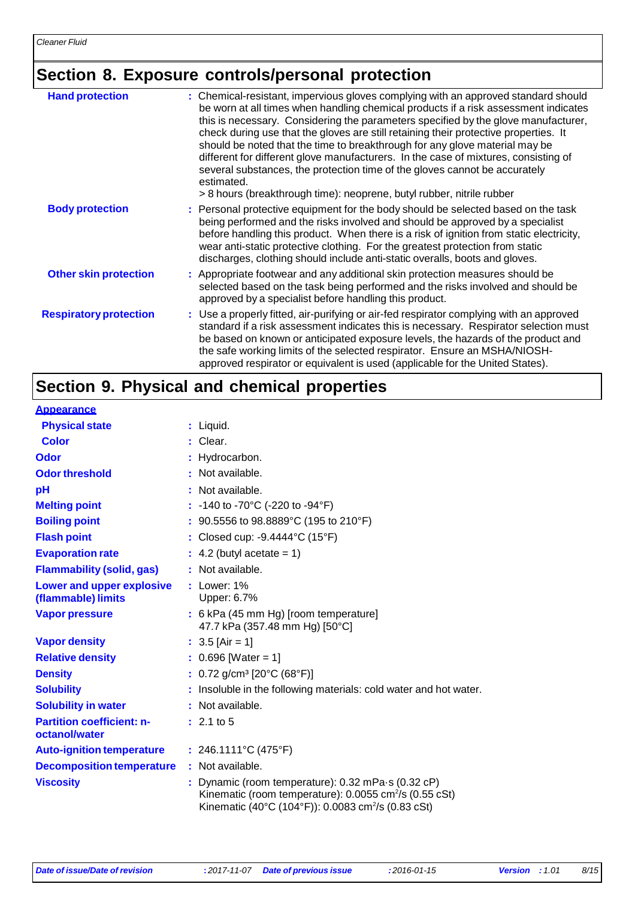## Section 8. Exposure controls/personal protection

| | |
|---|---|
| **Hand protection** | : Chemical-resistant, impervious gloves complying with an approved standard should be worn at all times when handling chemical products if a risk assessment indicates this is necessary. Considering the parameters specified by the glove manufacturer, check during use that the gloves are still retaining their protective properties. It should be noted that the time to breakthrough for any glove material may be different for different glove manufacturers. In the case of mixtures, consisting of several substances, the protection time of the gloves cannot be accurately estimated.<br>> 8 hours (breakthrough time): neoprene, butyl rubber, nitrile rubber |
| **Body protection** | : Personal protective equipment for the body should be selected based on the task being performed and the risks involved and should be approved by a specialist before handling this product. When there is a risk of ignition from static electricity, wear anti-static protective clothing. For the greatest protection from static discharges, clothing should include anti-static overalls, boots and gloves. |
| **Other skin protection** | : Appropriate footwear and any additional skin protection measures should be selected based on the task being performed and the risks involved and should be approved by a specialist before handling this product. |
| **Respiratory protection** | : Use a properly fitted, air-purifying or air-fed respirator complying with an approved standard if a risk assessment indicates this is necessary. Respirator selection must be based on known or anticipated exposure levels, the hazards of the product and the safe working limits of the selected respirator. Ensure an MSHA/NIOSH-approved respirator or equivalent is used (applicable for the United States). |

## Section 9. Physical and chemical properties

**Appearance**

| | |
|---|---|
| **Physical state** | : Liquid. |
| **Color** | : Clear. |
| **Odor** | : Hydrocarbon. |
| **Odor threshold** | : Not available. |
| **pH** | : Not available. |
| **Melting point** | : -140 to -70°C (-220 to -94°F) |
| **Boiling point** | : 90.5556 to 98.8889°C (195 to 210°F) |
| **Flash point** | : Closed cup: -9.4444°C (15°F) |
| **Evaporation rate** | : 4.2 (butyl acetate = 1) |
| **Flammability (solid, gas)** | : Not available. |
| **Lower and upper explosive (flammable) limits** | : Lower: 1%<br>Upper: 6.7% |
| **Vapor pressure** | : 6 kPa (45 mm Hg) [room temperature]<br>47.7 kPa (357.48 mm Hg) [50°C] |
| **Vapor density** | : 3.5 [Air = 1] |
| **Relative density** | : 0.696 [Water = 1] |
| **Density** | : 0.72 g/cm³ [20°C (68°F)] |
| **Solubility** | : Insoluble in the following materials: cold water and hot water. |
| **Solubility in water** | : Not available. |
| **Partition coefficient: n-octanol/water** | : 2.1 to 5 |
| **Auto-ignition temperature** | : 246.1111°C (475°F) |
| **Decomposition temperature** | : Not available. |
| **Viscosity** | : Dynamic (room temperature): 0.32 mPa·s (0.32 cP)<br>Kinematic (room temperature): 0.0055 $cm^2/s$ (0.55 cSt)<br>Kinematic (40°C (104°F)): 0.0083 $cm^2/s$ (0.83 cSt) |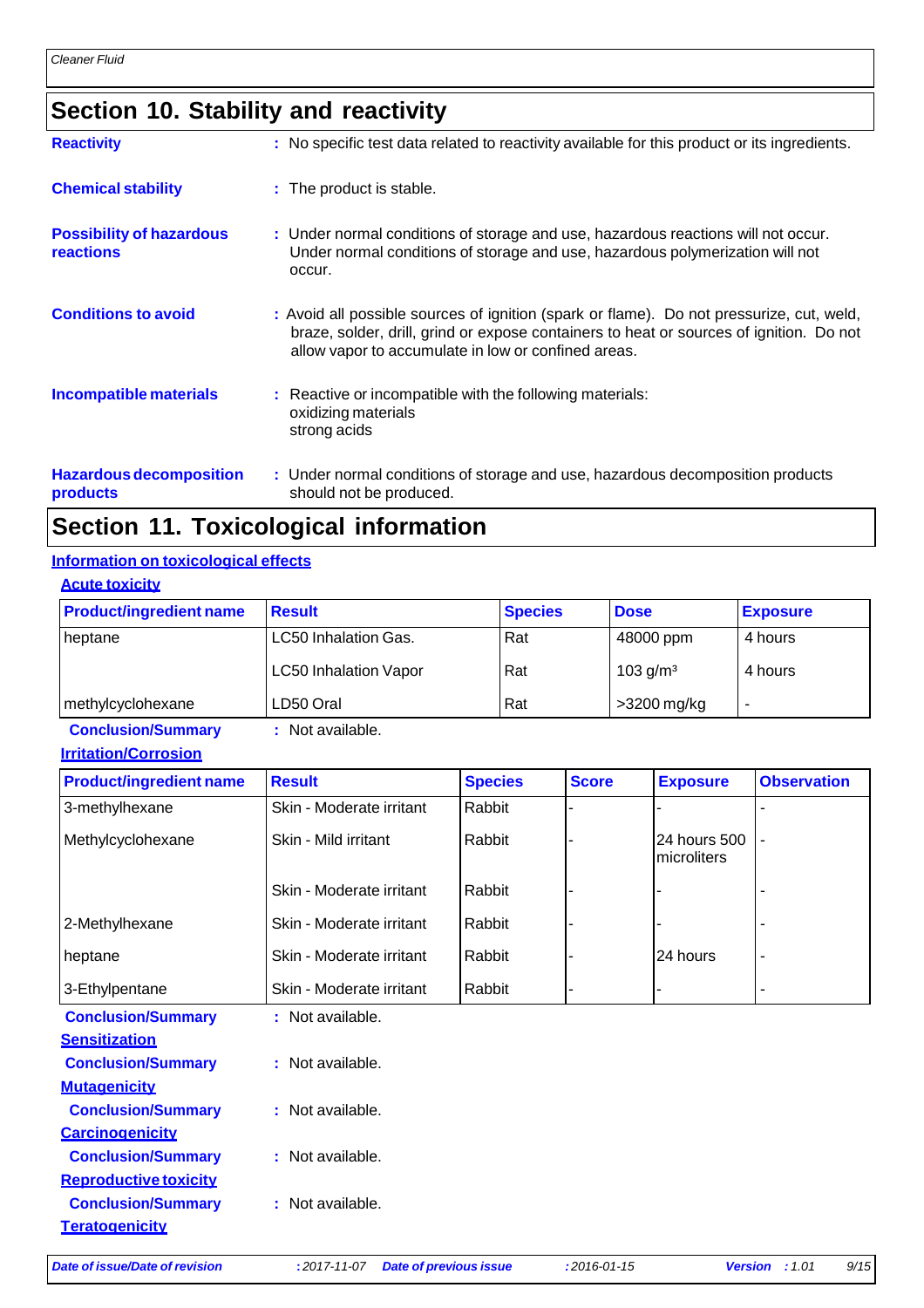## Section 10. Stability and reactivity

**Reactivity** : No specific test data related to reactivity available for this product or its ingredients.

**Chemical stability** : The product is stable.

**Possibility of hazardous reactions** : Under normal conditions of storage and use, hazardous reactions will not occur. Under normal conditions of storage and use, hazardous polymerization will not occur.

**Conditions to avoid** : Avoid all possible sources of ignition (spark or flame). Do not pressurize, cut, weld, braze, solder, drill, grind or expose containers to heat or sources of ignition. Do not allow vapor to accumulate in low or confined areas.

**Incompatible materials** : Reactive or incompatible with the following materials:
oxidizing materials
strong acids

**Hazardous decomposition products** : Under normal conditions of storage and use, hazardous decomposition products should not be produced.

## Section 11. Toxicological information

### Information on toxicological effects

**Acute toxicity**

| Product/ingredient name | Result | Species | Dose | Exposure |
|---|---|---|---|---|
| heptane | LC50 Inhalation Gas. | Rat | 48000 ppm | 4 hours |
| | LC50 Inhalation Vapor | Rat | 103 g/m³ | 4 hours |
| methylcyclohexane | LD50 Oral | Rat | >3200 mg/kg | - |

**Conclusion/Summary** : Not available.

**Irritation/Corrosion**

| Product/ingredient name | Result | Species | Score | Exposure | Observation |
|---|---|---|---|---|---|
| 3-methylhexane | Skin - Moderate irritant | Rabbit | - | - | - |
| Methylcyclohexane | Skin - Mild irritant | Rabbit | - | 24 hours 500 microliters | - |
| | Skin - Moderate irritant | Rabbit | - | - | - |
| 2-Methylhexane | Skin - Moderate irritant | Rabbit | - | - | - |
| heptane | Skin - Moderate irritant | Rabbit | - | 24 hours | - |
| 3-Ethylpentane | Skin - Moderate irritant | Rabbit | - | - | - |

**Conclusion/Summary** : Not available.

**Sensitization**

**Conclusion/Summary** : Not available.

**Mutagenicity**

**Conclusion/Summary** : Not available.

**Carcinogenicity**

**Conclusion/Summary** : Not available.

**Reproductive toxicity**

**Conclusion/Summary** : Not available.

**Teratogenicity**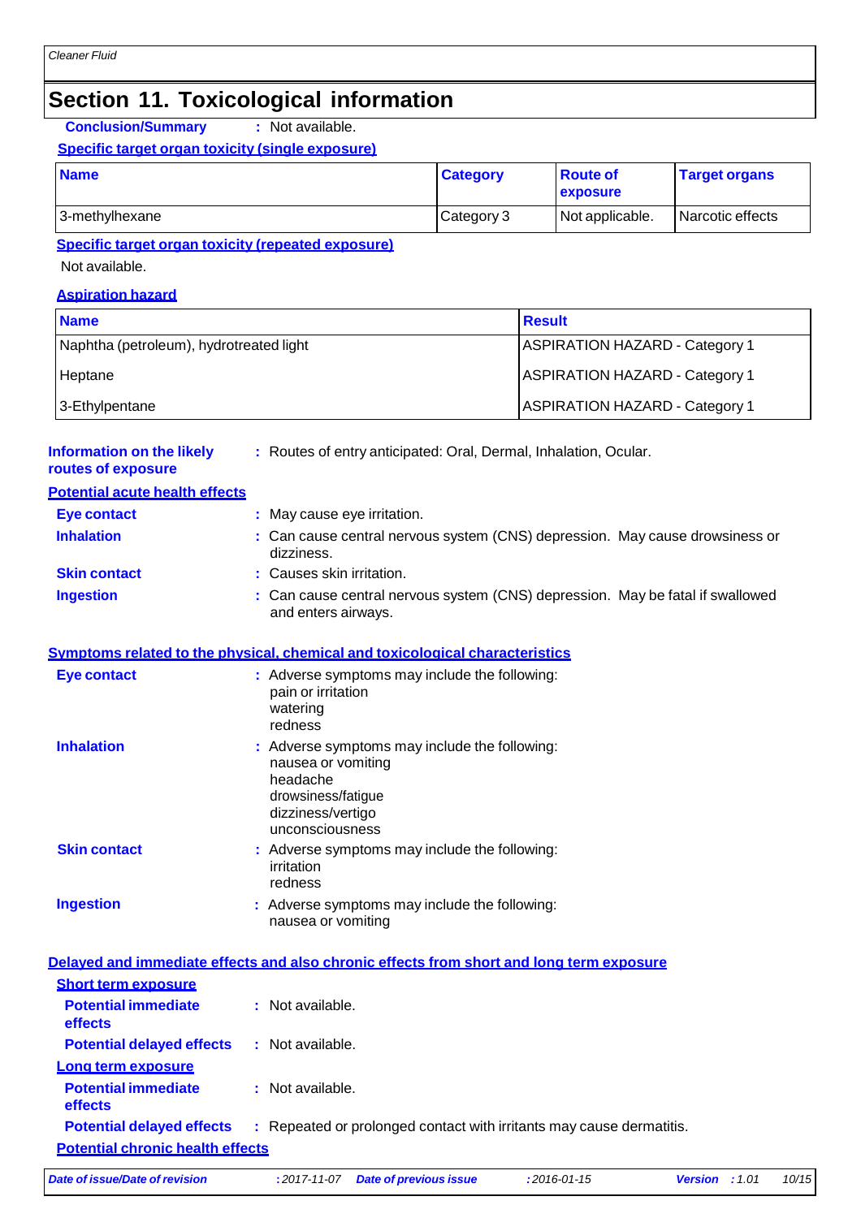# Section 11. Toxicological information

**Conclusion/Summary** : Not available.

**Specific target organ toxicity (single exposure)**

| Name | Category | Route of exposure | Target organs |
|---|---|---|---|
| 3-methylhexane | Category 3 | Not applicable. | Narcotic effects |

**Specific target organ toxicity (repeated exposure)**

Not available.

**Aspiration hazard**

| Name | Result |
|---|---|
| Naphtha (petroleum), hydrotreated light | ASPIRATION HAZARD - Category 1 |
| Heptane | ASPIRATION HAZARD - Category 1 |
| 3-Ethylpentane | ASPIRATION HAZARD - Category 1 |

**Information on the likely routes of exposure** : Routes of entry anticipated: Oral, Dermal, Inhalation, Ocular.

**Potential acute health effects**

**Eye contact** : May cause eye irritation.

**Inhalation** : Can cause central nervous system (CNS) depression. May cause drowsiness or dizziness.

**Skin contact** : Causes skin irritation.

**Ingestion** : Can cause central nervous system (CNS) depression. May be fatal if swallowed and enters airways.

**Symptoms related to the physical, chemical and toxicological characteristics**

**Eye contact** : Adverse symptoms may include the following:
pain or irritation
watering
redness

**Inhalation** : Adverse symptoms may include the following:
nausea or vomiting
headache
drowsiness/fatigue
dizziness/vertigo
unconsciousness

**Skin contact** : Adverse symptoms may include the following:
irritation
redness

**Ingestion** : Adverse symptoms may include the following:
nausea or vomiting

**Delayed and immediate effects and also chronic effects from short and long term exposure**

**Short term exposure**

**Potential immediate effects** : Not available.

**Potential delayed effects** : Not available.

**Long term exposure**

**Potential immediate effects** : Not available.

**Potential delayed effects** : Repeated or prolonged contact with irritants may cause dermatitis.

**Potential chronic health effects**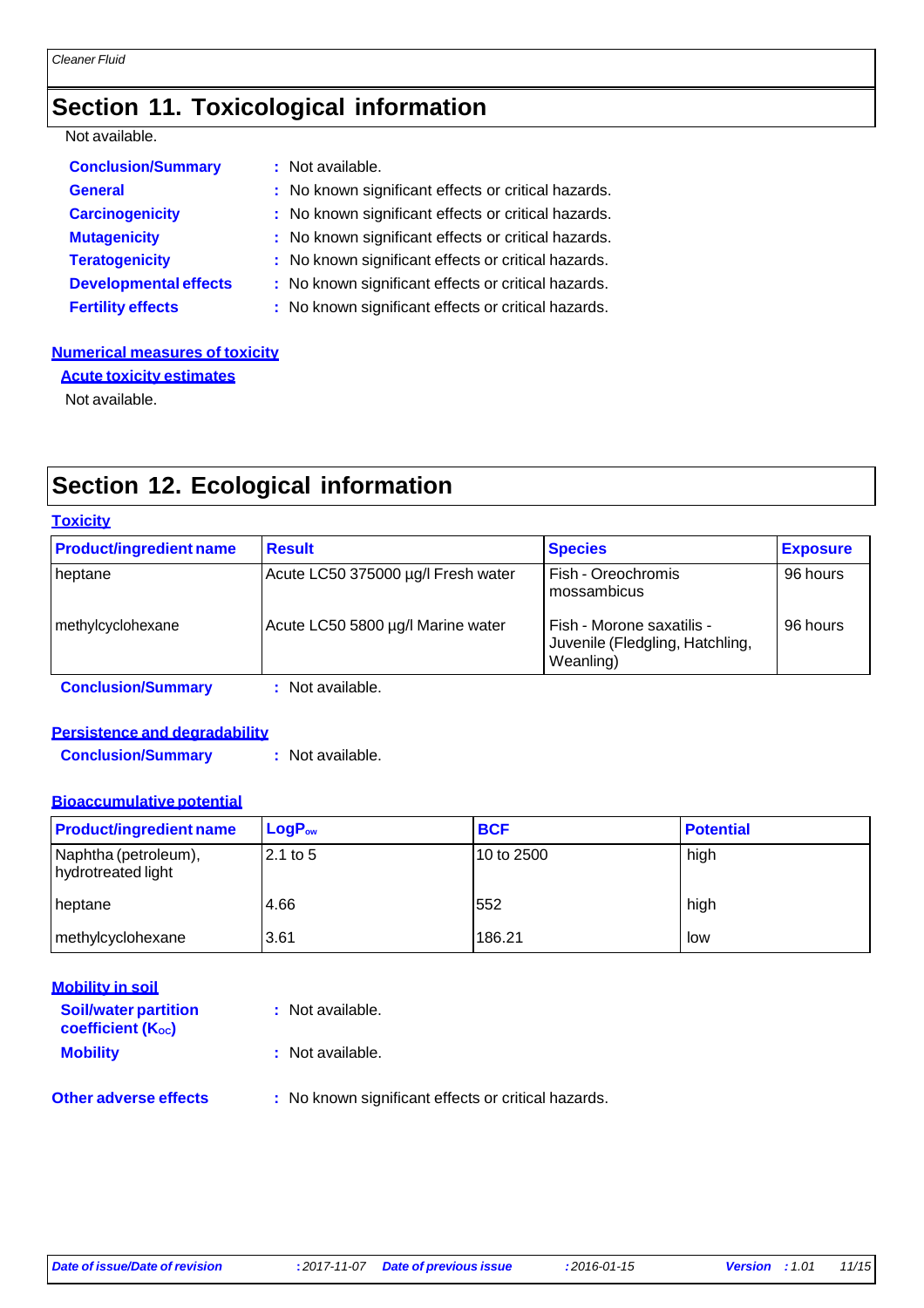## Section 11. Toxicological information

Not available.

**Conclusion/Summary** : Not available.

**General** : No known significant effects or critical hazards.

**Carcinogenicity** : No known significant effects or critical hazards.

**Mutagenicity** : No known significant effects or critical hazards.

**Teratogenicity** : No known significant effects or critical hazards.

**Developmental effects** : No known significant effects or critical hazards.

**Fertility effects** : No known significant effects or critical hazards.

**Numerical measures of toxicity**

**Acute toxicity estimates**

Not available.

## Section 12. Ecological information

**Toxicity**

| Product/ingredient name | Result | Species | Exposure |
|---|---|---|---|
| heptane | Acute LC50 375000 µg/l Fresh water | Fish - Oreochromis mossambicus | 96 hours |
| methylcyclohexane | Acute LC50 5800 µg/l Marine water | Fish - Morone saxatilis - Juvenile (Fledgling, Hatchling, Weanling) | 96 hours |

**Conclusion/Summary** : Not available.

**Persistence and degradability**

**Conclusion/Summary** : Not available.

**Bioaccumulative potential**

| Product/ingredient name | $LogP_{ow}$ | BCF | Potential |
|---|---|---|---|
| Naphtha (petroleum), hydrotreated light | 2.1 to 5 | 10 to 2500 | high |
| heptane | 4.66 | 552 | high |
| methylcyclohexane | 3.61 | 186.21 | low |

**Mobility in soil**

**Soil/water partition coefficient ($K_{OC}$)** : Not available.

**Mobility** : Not available.

**Other adverse effects** : No known significant effects or critical hazards.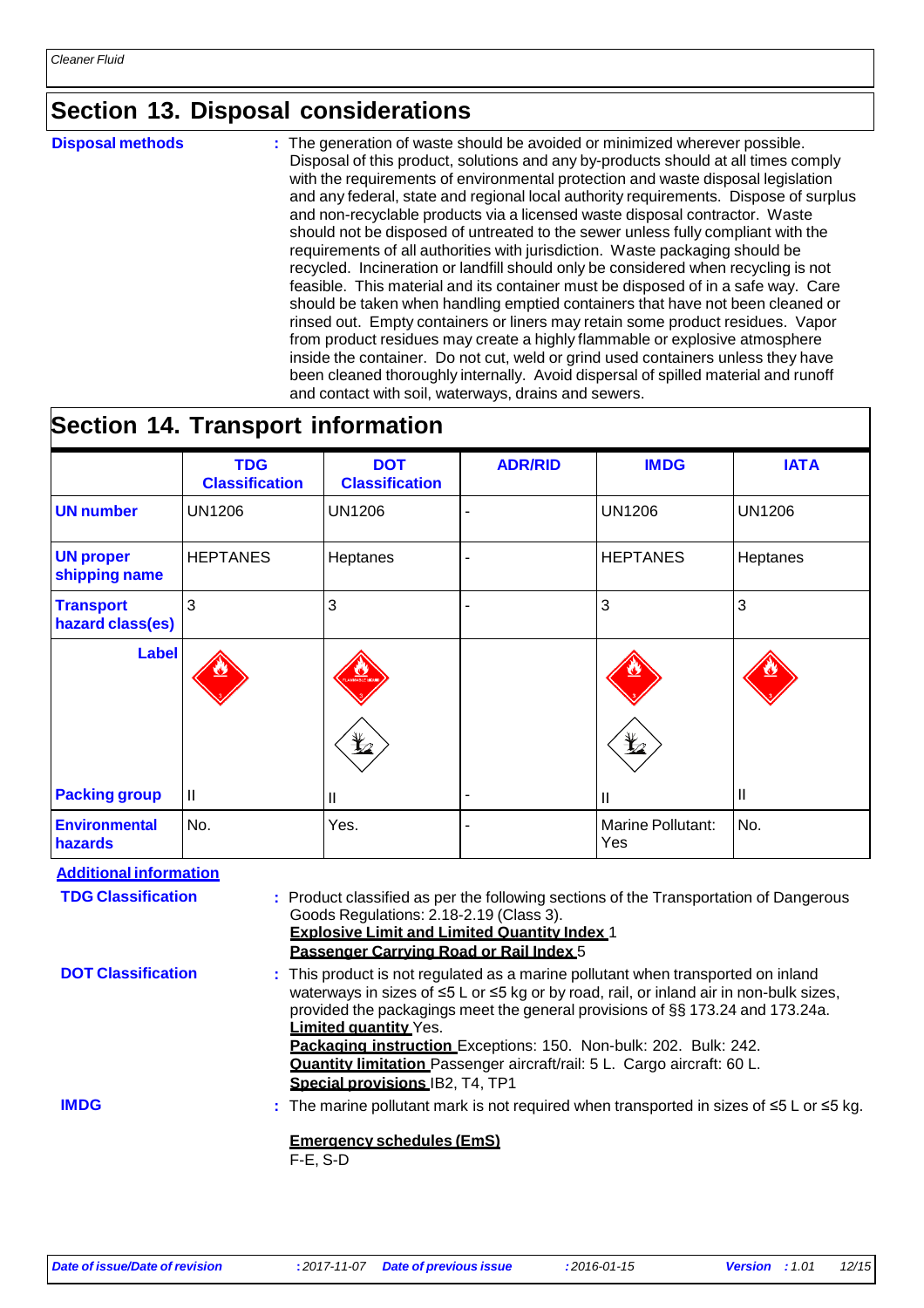## Section 13. Disposal considerations

**Disposal methods** : The generation of waste should be avoided or minimized wherever possible. Disposal of this product, solutions and any by-products should at all times comply with the requirements of environmental protection and waste disposal legislation and any federal, state and regional local authority requirements. Dispose of surplus and non-recyclable products via a licensed waste disposal contractor. Waste should not be disposed of untreated to the sewer unless fully compliant with the requirements of all authorities with jurisdiction. Waste packaging should be recycled. Incineration or landfill should only be considered when recycling is not feasible. This material and its container must be disposed of in a safe way. Care should be taken when handling emptied containers that have not been cleaned or rinsed out. Empty containers or liners may retain some product residues. Vapor from product residues may create a highly flammable or explosive atmosphere inside the container. Do not cut, weld or grind used containers unless they have been cleaned thoroughly internally. Avoid dispersal of spilled material and runoff and contact with soil, waterways, drains and sewers.

## Section 14. Transport information

| | TDG Classification | DOT Classification | ADR/RID | IMDG | IATA |
|---|---|---|---|---|---|
| **UN number** | UN1206 | UN1206 | - | UN1206 | UN1206 |
| **UN proper shipping name** | HEPTANES | Heptanes | - | HEPTANES | Heptanes |
| **Transport hazard class(es)** | 3 | 3 | - | 3 | 3 |
| **Label** | | | | | |
| **Packing group** | II | II | - | II | II |
| **Environmental hazards** | No. | Yes. | - | Marine Pollutant: Yes | No. |

**Additional information**

**TDG Classification** : Product classified as per the following sections of the Transportation of Dangerous Goods Regulations: 2.18-2.19 (Class 3).
**Explosive Limit and Limited Quantity Index** 1
**Passenger Carrying Road or Rail Index** 5

**DOT Classification** : This product is not regulated as a marine pollutant when transported on inland waterways in sizes of ≤5 L or ≤5 kg or by road, rail, or inland air in non-bulk sizes, provided the packagings meet the general provisions of §§ 173.24 and 173.24a.
**Limited quantity** Yes.
**Packaging instruction** Exceptions: 150. Non-bulk: 202. Bulk: 242.
**Quantity limitation** Passenger aircraft/rail: 5 L. Cargo aircraft: 60 L.
**Special provisions** IB2, T4, TP1

**IMDG** : The marine pollutant mark is not required when transported in sizes of ≤5 L or ≤5 kg.

**Emergency schedules (EmS)**
F-E, S-D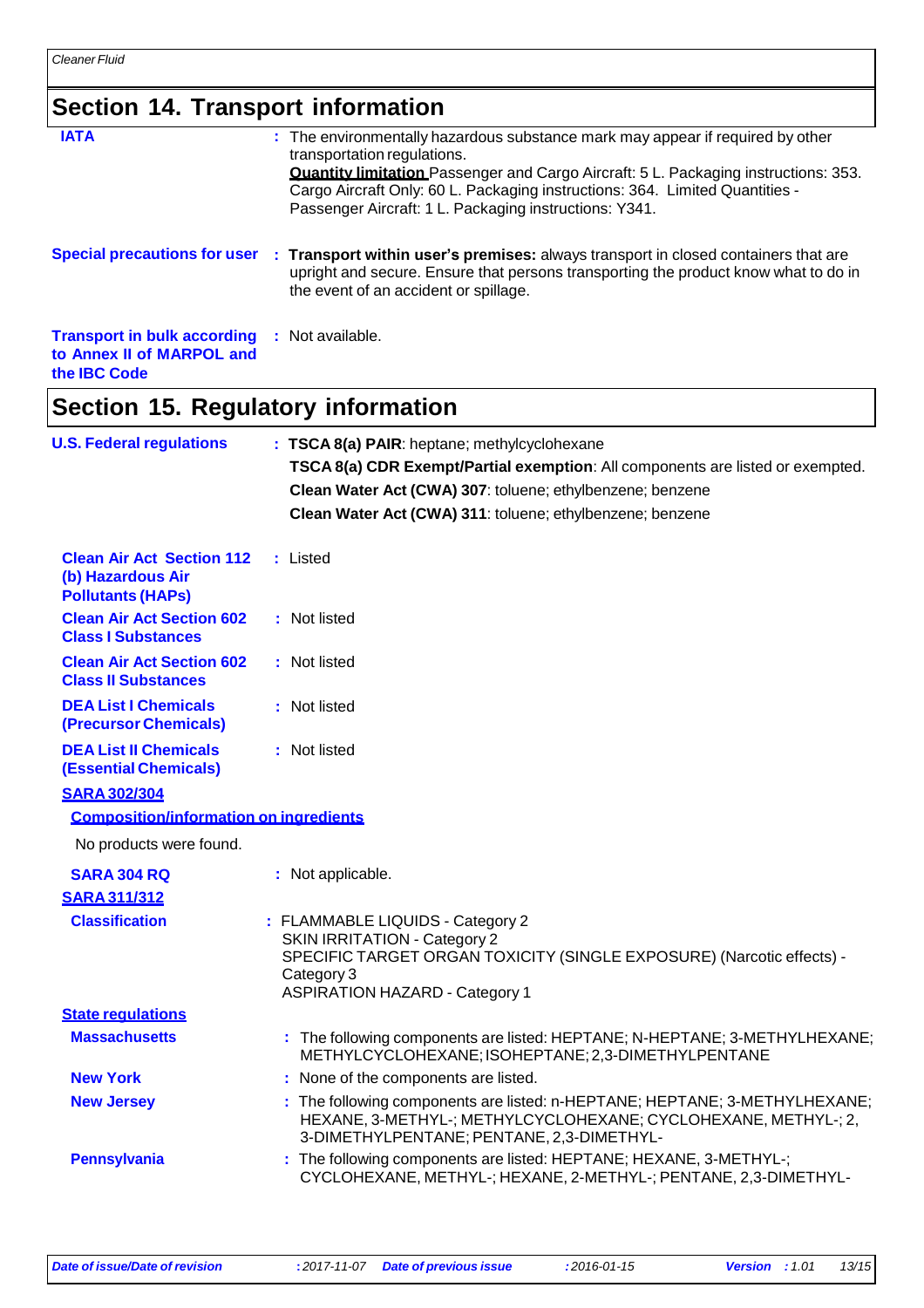## Section 14. Transport information

**IATA** : The environmentally hazardous substance mark may appear if required by other transportation regulations.
**Quantity limitation** Passenger and Cargo Aircraft: 5 L. Packaging instructions: 353. Cargo Aircraft Only: 60 L. Packaging instructions: 364. Limited Quantities - Passenger Aircraft: 1 L. Packaging instructions: Y341.

**Special precautions for user** : **Transport within user's premises:** always transport in closed containers that are upright and secure. Ensure that persons transporting the product know what to do in the event of an accident or spillage.

**Transport in bulk according to Annex II of MARPOL and the IBC Code** : Not available.

## Section 15. Regulatory information

**U.S. Federal regulations** : **TSCA 8(a) PAIR**: heptane; methylcyclohexane
**TSCA 8(a) CDR Exempt/Partial exemption**: All components are listed or exempted.
**Clean Water Act (CWA) 307**: toluene; ethylbenzene; benzene
**Clean Water Act (CWA) 311**: toluene; ethylbenzene; benzene

**Clean Air Act Section 112 (b) Hazardous Air Pollutants (HAPs)** : Listed

**Clean Air Act Section 602 Class I Substances** : Not listed

**Clean Air Act Section 602 Class II Substances** : Not listed

**DEA List I Chemicals (Precursor Chemicals)** : Not listed

**DEA List II Chemicals (Essential Chemicals)** : Not listed

**SARA 302/304**

**Composition/information on ingredients**

No products were found.

**SARA 304 RQ** : Not applicable.

**SARA 311/312**

**Classification** : FLAMMABLE LIQUIDS - Category 2
SKIN IRRITATION - Category 2
SPECIFIC TARGET ORGAN TOXICITY (SINGLE EXPOSURE) (Narcotic effects) - Category 3
ASPIRATION HAZARD - Category 1

**State regulations**

**Massachusetts** : The following components are listed: HEPTANE; N-HEPTANE; 3-METHYLHEXANE; METHYLCYCLOHEXANE; ISOHEPTANE; 2,3-DIMETHYLPENTANE

**New York** : None of the components are listed.

**New Jersey** : The following components are listed: n-HEPTANE; HEPTANE; 3-METHYLHEXANE; HEXANE, 3-METHYL-; METHYLCYCLOHEXANE; CYCLOHEXANE, METHYL-; 2,3-DIMETHYLPENTANE; PENTANE, 2,3-DIMETHYL-

**Pennsylvania** : The following components are listed: HEPTANE; HEXANE, 3-METHYL-; CYCLOHEXANE, METHYL-; HEXANE, 2-METHYL-; PENTANE, 2,3-DIMETHYL-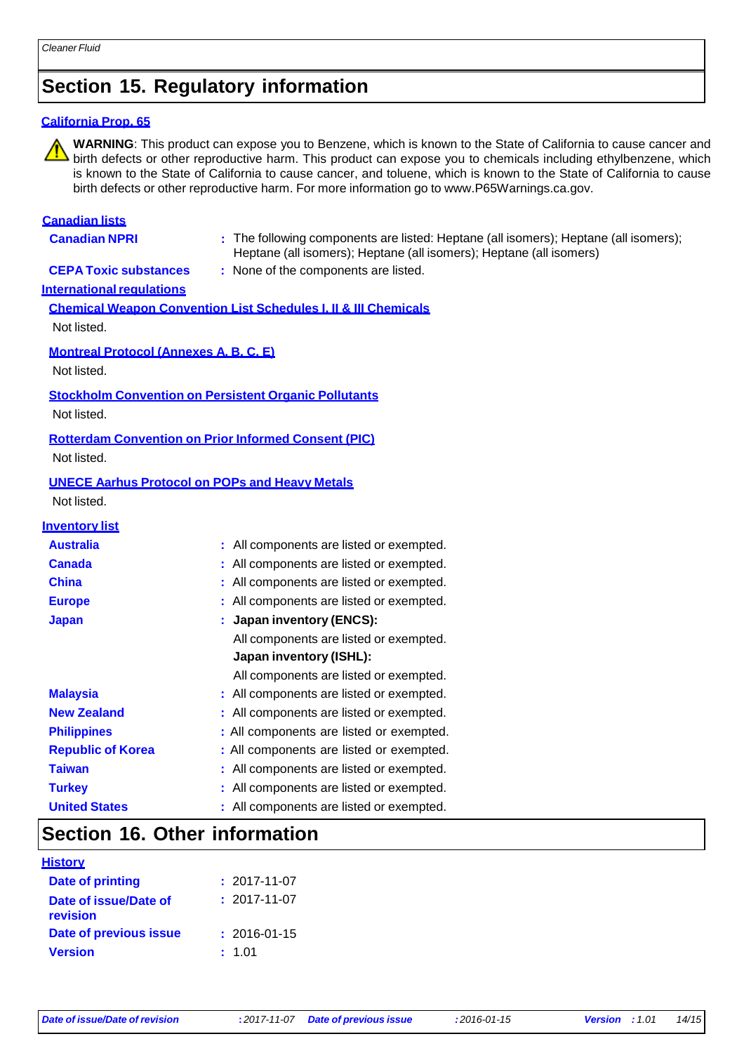## Section 15. Regulatory information

**California Prop. 65**

⚠ **WARNING**: This product can expose you to Benzene, which is known to the State of California to cause cancer and birth defects or other reproductive harm. This product can expose you to chemicals including ethylbenzene, which is known to the State of California to cause cancer, and toluene, which is known to the State of California to cause birth defects or other reproductive harm. For more information go to www.P65Warnings.ca.gov.

**Canadian lists**

**Canadian NPRI** : The following components are listed: Heptane (all isomers); Heptane (all isomers); Heptane (all isomers); Heptane (all isomers); Heptane (all isomers)

**CEPA Toxic substances** : None of the components are listed.

**International regulations**

**Chemical Weapon Convention List Schedules I, II & III Chemicals**

Not listed.

**Montreal Protocol (Annexes A, B, C, E)**

Not listed.

**Stockholm Convention on Persistent Organic Pollutants**

Not listed.

**Rotterdam Convention on Prior Informed Consent (PIC)**

Not listed.

**UNECE Aarhus Protocol on POPs and Heavy Metals**

Not listed.

**Inventory list**

**Australia** : All components are listed or exempted.

**Canada** : All components are listed or exempted.

**China** : All components are listed or exempted.

**Europe** : All components are listed or exempted.

**Japan** : **Japan inventory (ENCS):**
All components are listed or exempted.
**Japan inventory (ISHL):**
All components are listed or exempted.

**Malaysia** : All components are listed or exempted.

**New Zealand** : All components are listed or exempted.

**Philippines** : All components are listed or exempted.

**Republic of Korea** : All components are listed or exempted.

**Taiwan** : All components are listed or exempted.

**Turkey** : All components are listed or exempted.

**United States** : All components are listed or exempted.

## Section 16. Other information

**History**

**Date of printing** : 2017-11-07

**Date of issue/Date of revision** : 2017-11-07

**Date of previous issue** : 2016-01-15

**Version** : 1.01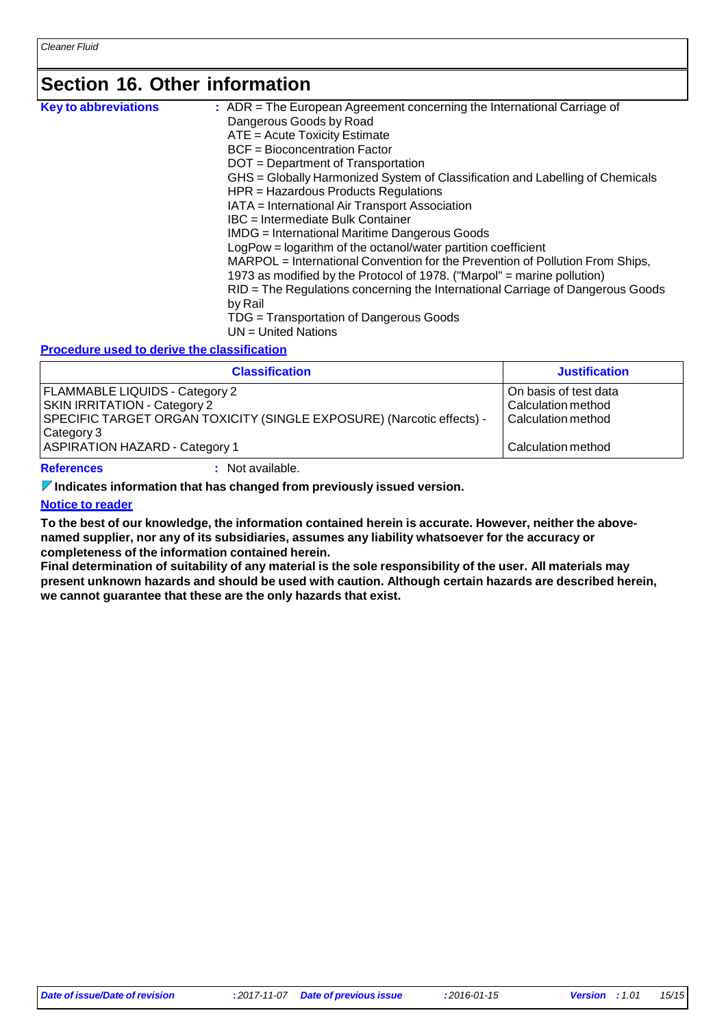## Section 16. Other information

**Key to abbreviations** : ADR = The European Agreement concerning the International Carriage of Dangerous Goods by Road
ATE = Acute Toxicity Estimate
BCF = Bioconcentration Factor
DOT = Department of Transportation
GHS = Globally Harmonized System of Classification and Labelling of Chemicals
HPR = Hazardous Products Regulations
IATA = International Air Transport Association
IBC = Intermediate Bulk Container
IMDG = International Maritime Dangerous Goods
LogPow = logarithm of the octanol/water partition coefficient
MARPOL = International Convention for the Prevention of Pollution From Ships, 1973 as modified by the Protocol of 1978. ("Marpol" = marine pollution)
RID = The Regulations concerning the International Carriage of Dangerous Goods by Rail
TDG = Transportation of Dangerous Goods
UN = United Nations

**Procedure used to derive the classification**

| Classification | Justification |
|---|---|
| FLAMMABLE LIQUIDS - Category 2 | On basis of test data |
| SKIN IRRITATION - Category 2 | Calculation method |
| SPECIFIC TARGET ORGAN TOXICITY (SINGLE EXPOSURE) (Narcotic effects) - Category 3 | Calculation method |
| ASPIRATION HAZARD - Category 1 | Calculation method |

**References** : Not available.

**Indicates information that has changed from previously issued version.**

**Notice to reader**

**To the best of our knowledge, the information contained herein is accurate. However, neither the above-named supplier, nor any of its subsidiaries, assumes any liability whatsoever for the accuracy or completeness of the information contained herein.**
**Final determination of suitability of any material is the sole responsibility of the user. All materials may present unknown hazards and should be used with caution. Although certain hazards are described herein, we cannot guarantee that these are the only hazards that exist.**